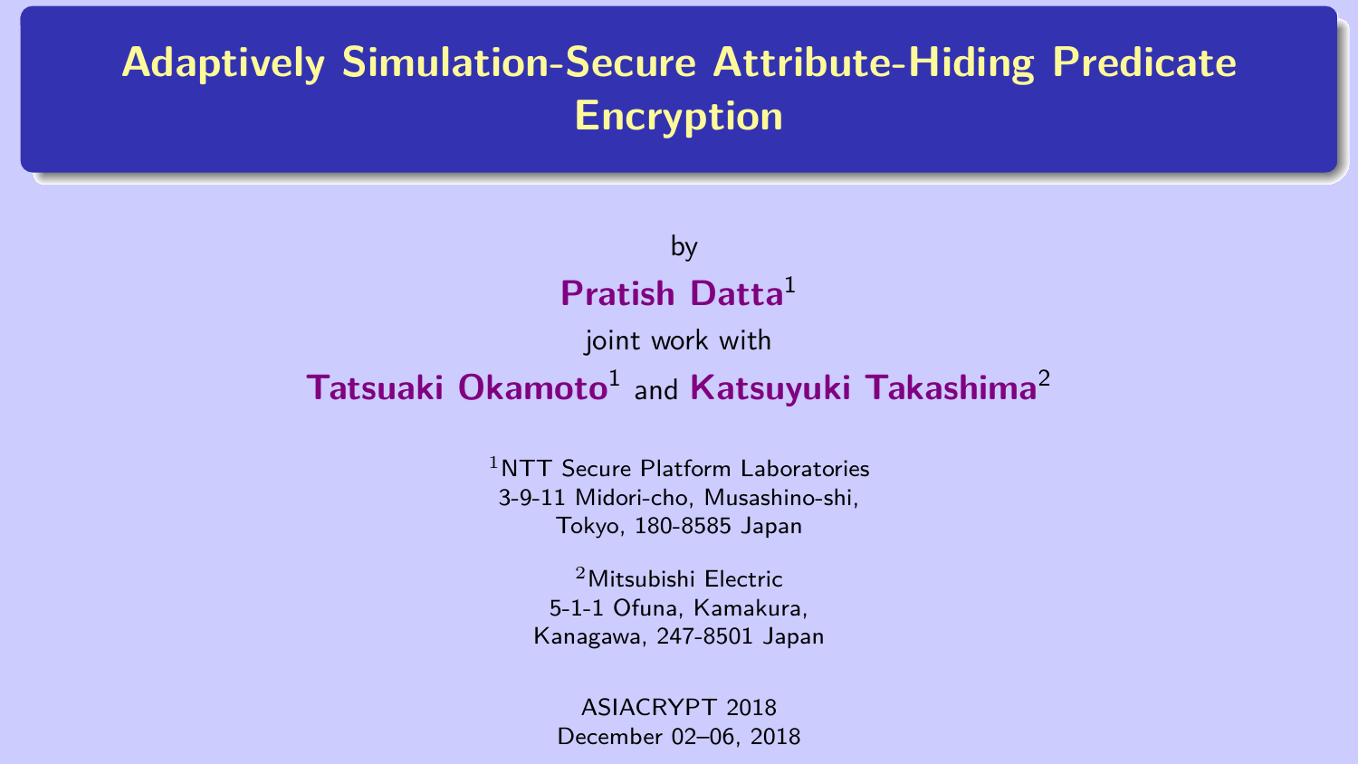# Adaptively Simulation-Secure Attribute-Hiding Predicate Encryption

by

**Pratish Datta**[1]

joint work with

**Tatsuaki Okamoto**[1] and **Katsuyuki Takashima**[2]

[1]NTT Secure Platform Laboratories
3-9-11 Midori-cho, Musashino-shi,
Tokyo, 180-8585 Japan

[2]Mitsubishi Electric
5-1-1 Ofuna, Kamakura,
Kanagawa, 247-8501 Japan

ASIACRYPT 2018
December 02–06, 2018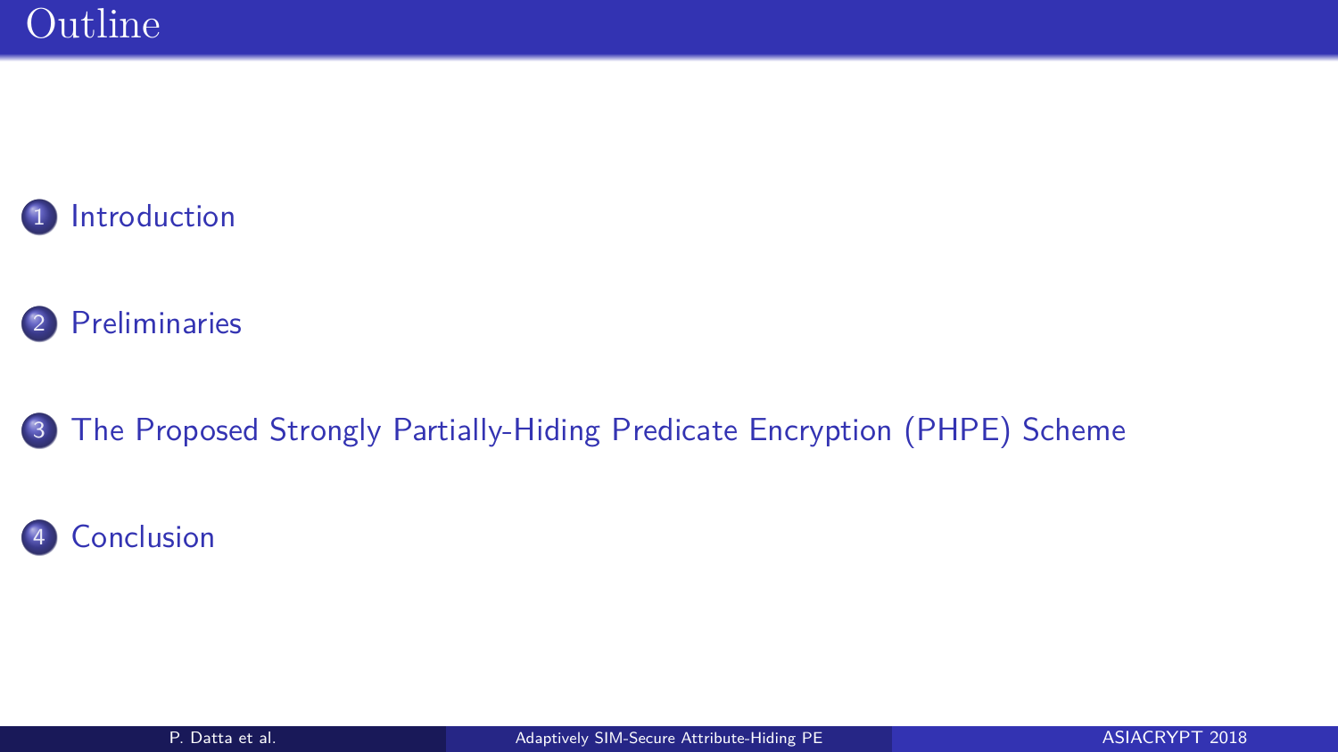# Outline

1. Introduction
2. Preliminaries
3. The Proposed Strongly Partially-Hiding Predicate Encryption (PHPE) Scheme
4. Conclusion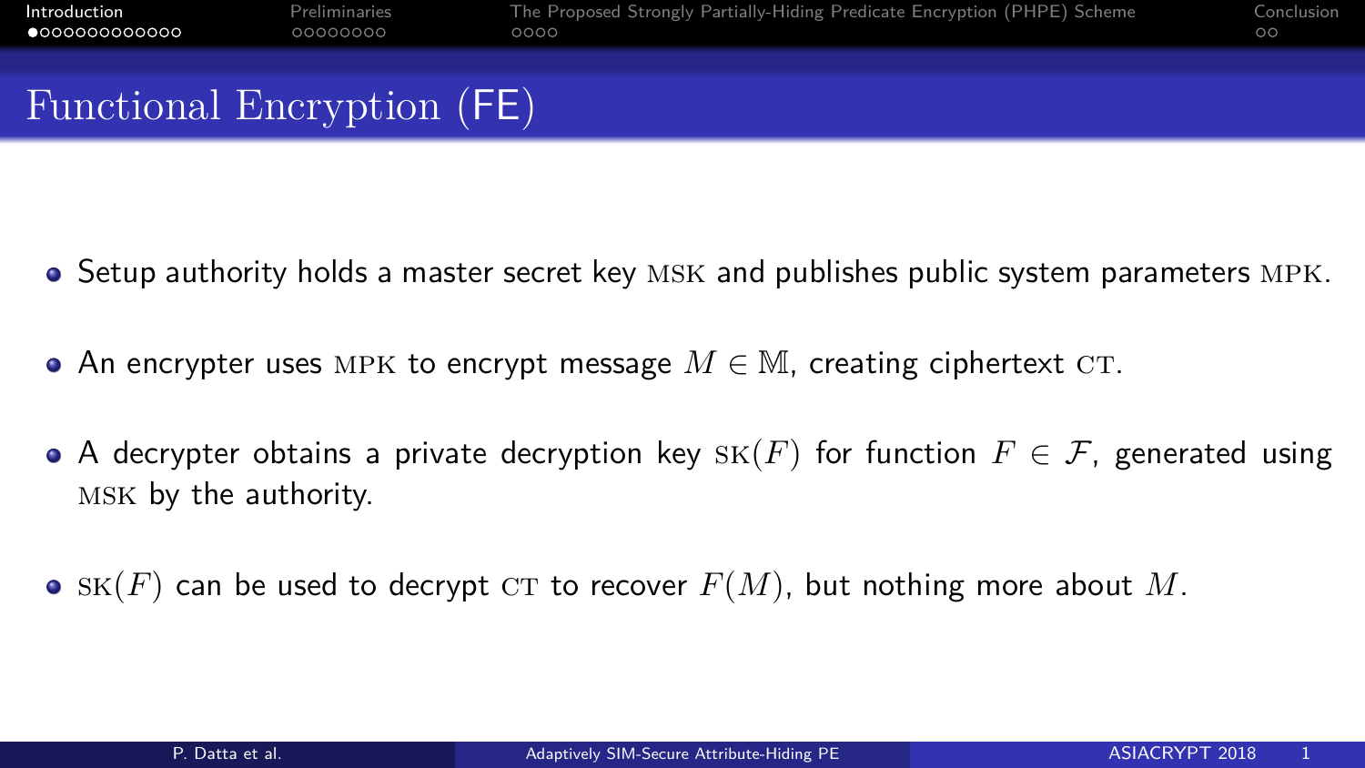# Functional Encryption (FE)

- Setup authority holds a master secret key $\textsc{msk}$ and publishes public system parameters $\textsc{mpk}$.
- An encrypter uses $\textsc{mpk}$ to encrypt message $M \in \mathbb{M}$, creating ciphertext $\textsc{ct}$.
- A decrypter obtains a private decryption key $\textsc{sk}(F)$ for function $F \in \mathcal{F}$, generated using $\textsc{msk}$ by the authority.
- $\textsc{sk}(F)$ can be used to decrypt $\textsc{ct}$ to recover $F(M)$, but nothing more about $M$.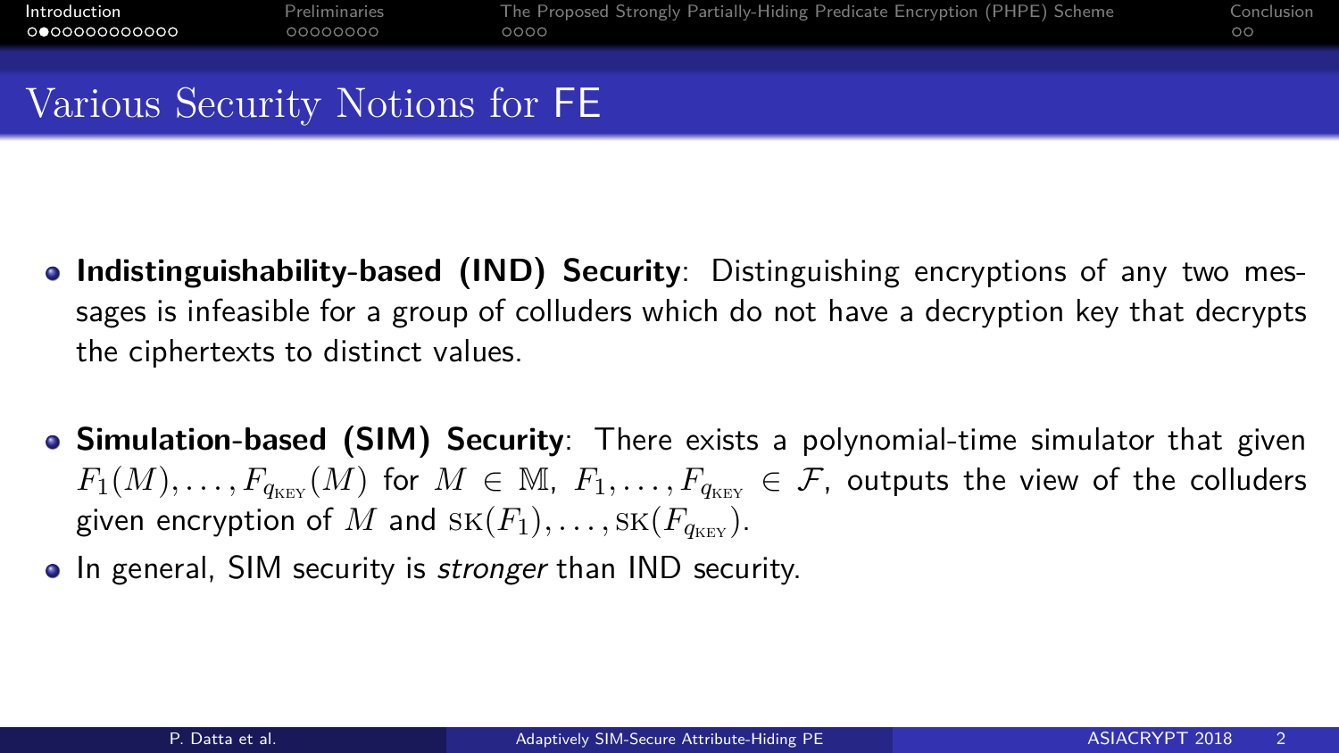# Various Security Notions for FE

- **Indistinguishability-based (IND) Security**: Distinguishing encryptions of any two messages is infeasible for a group of colluders which do not have a decryption key that decrypts the ciphertexts to distinct values.

- **Simulation-based (SIM) Security**: There exists a polynomial-time simulator that given $F_1(M), \ldots, F_{q_{\text{KEY}}}(M)$ for $M \in \mathbb{M}$, $F_1, \ldots, F_{q_{\text{KEY}}} \in \mathcal{F}$, outputs the view of the colluders given encryption of $M$ and $\text{SK}(F_1), \ldots, \text{SK}(F_{q_{\text{KEY}}})$.
- In general, SIM security is *stronger* than IND security.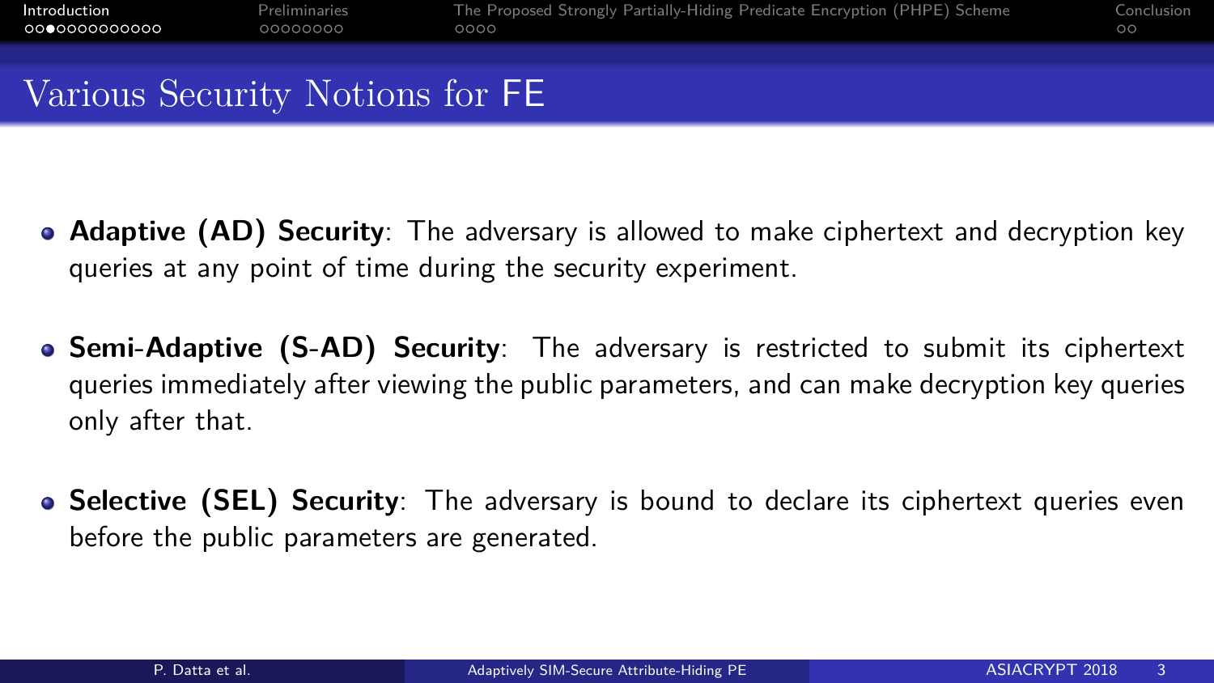## Various Security Notions for FE

- **Adaptive (AD) Security**: The adversary is allowed to make ciphertext and decryption key queries at any point of time during the security experiment.
- **Semi-Adaptive (S-AD) Security**: The adversary is restricted to submit its ciphertext queries immediately after viewing the public parameters, and can make decryption key queries only after that.
- **Selective (SEL) Security**: The adversary is bound to declare its ciphertext queries even before the public parameters are generated.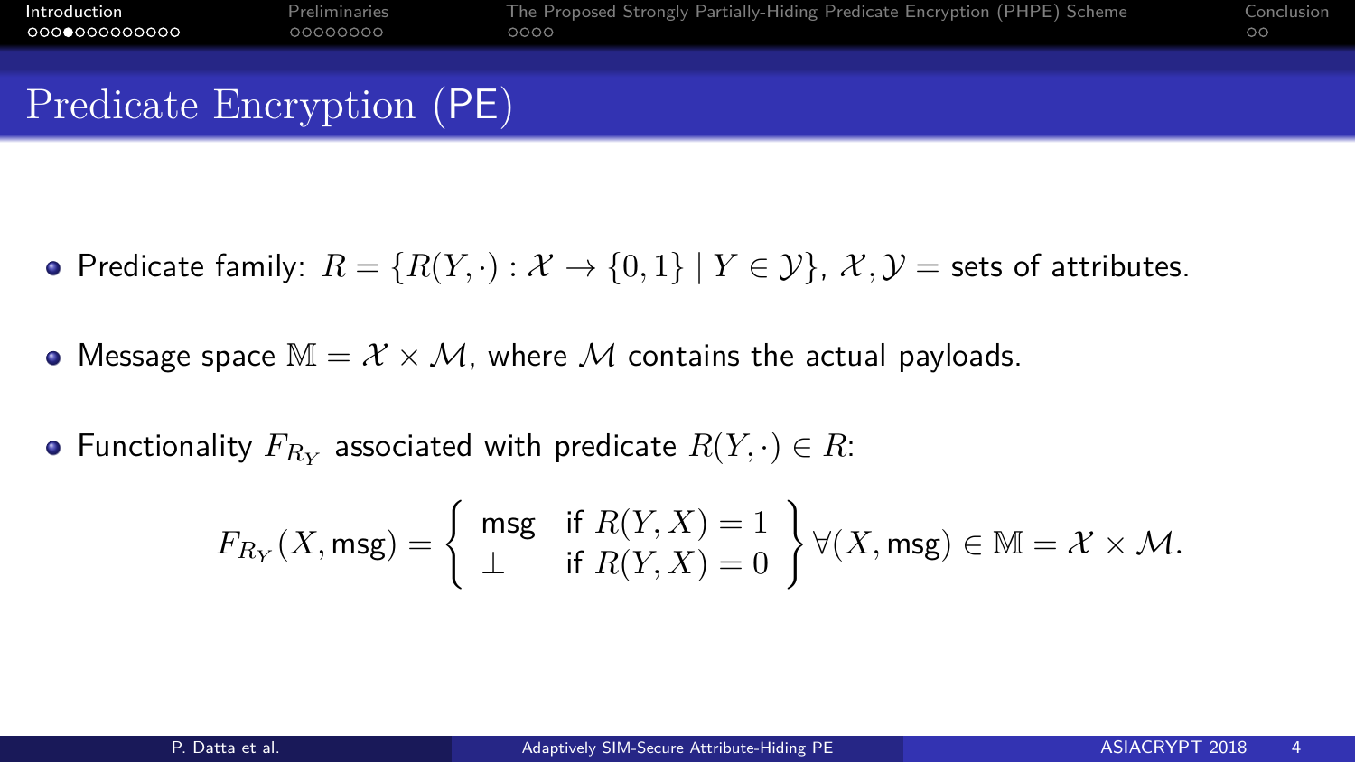# Predicate Encryption (PE)

- Predicate family: $R = \{R(Y, \cdot) : \mathcal{X} \to \{0,1\} \mid Y \in \mathcal{Y}\}$, $\mathcal{X}, \mathcal{Y} =$ sets of attributes.
- Message space $\mathbb{M} = \mathcal{X} \times \mathcal{M}$, where $\mathcal{M}$ contains the actual payloads.
- Functionality $F_{R_Y}$ associated with predicate $R(Y, \cdot) \in R$:

$$F_{R_Y}(X, \mathsf{msg}) = \left\{ \begin{array}{ll} \mathsf{msg} & \text{if } R(Y, X) = 1 \\ \perp & \text{if } R(Y, X) = 0 \end{array} \right\} \forall (X, \mathsf{msg}) \in \mathbb{M} = \mathcal{X} \times \mathcal{M}.$$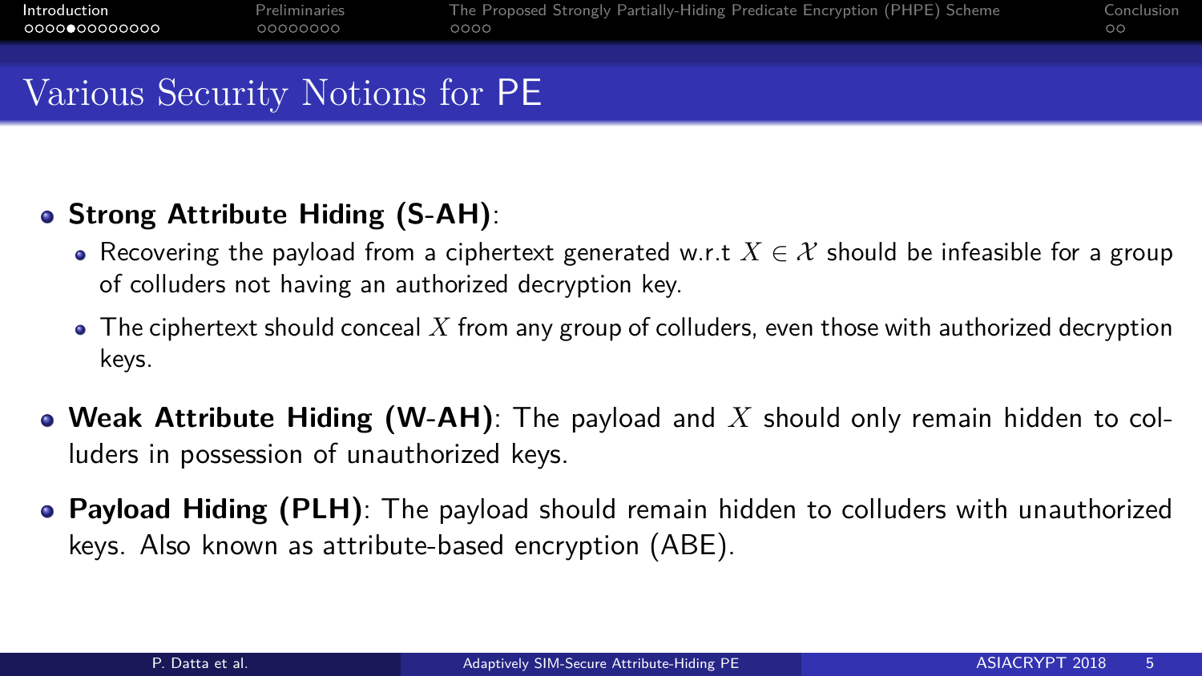# Various Security Notions for PE

- **Strong Attribute Hiding (S-AH)**:
  - Recovering the payload from a ciphertext generated w.r.t $X \in \mathcal{X}$ should be infeasible for a group of colluders not having an authorized decryption key.
  - The ciphertext should conceal $X$ from any group of colluders, even those with authorized decryption keys.
- **Weak Attribute Hiding (W-AH)**: The payload and $X$ should only remain hidden to colluders in possession of unauthorized keys.
- **Payload Hiding (PLH)**: The payload should remain hidden to colluders with unauthorized keys. Also known as attribute-based encryption (ABE).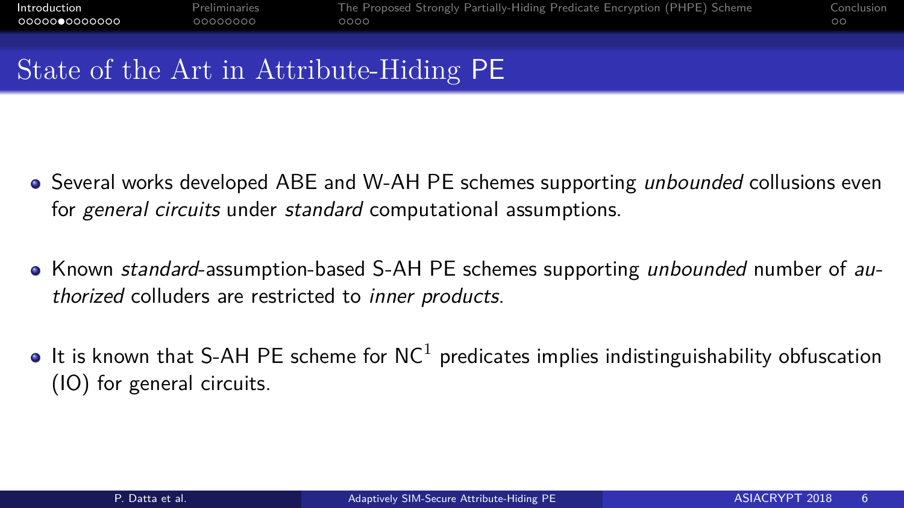# State of the Art in Attribute-Hiding PE

- Several works developed ABE and W-AH PE schemes supporting *unbounded* collusions even for *general circuits* under *standard* computational assumptions.
- Known *standard*-assumption-based S-AH PE schemes supporting *unbounded* number of *authorized* colluders are restricted to *inner products*.
- It is known that S-AH PE scheme for $\mathsf{NC}^1$ predicates implies indistinguishability obfuscation (IO) for general circuits.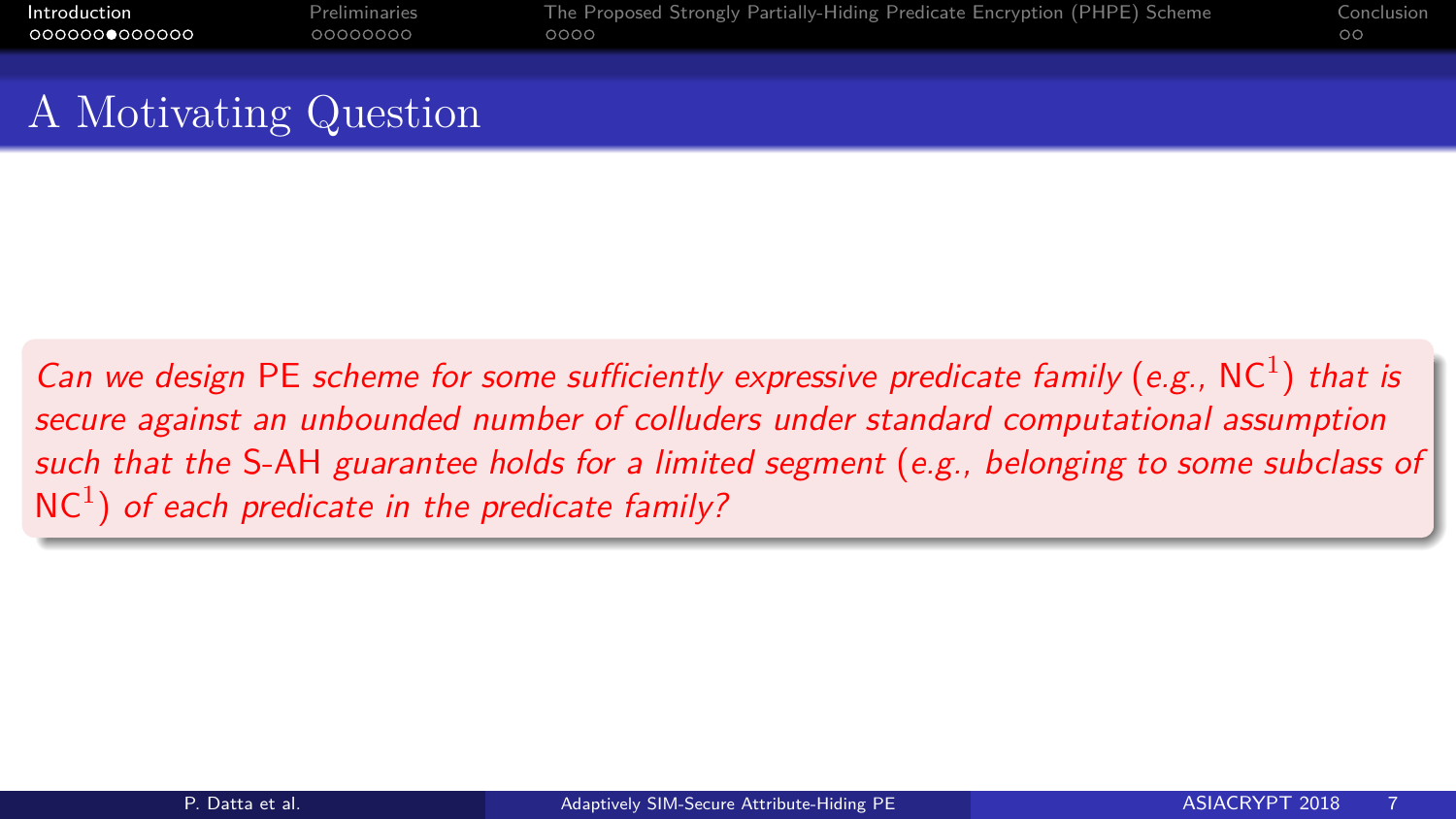# A Motivating Question

*Can we design* PE *scheme for some sufficiently expressive predicate family (e.g.,* $\mathsf{NC}^1$*) that is secure against an unbounded number of colluders under standard computational assumption such that the* S-AH *guarantee holds for a limited segment (e.g., belonging to some subclass of* $\mathsf{NC}^1$*) of each predicate in the predicate family?*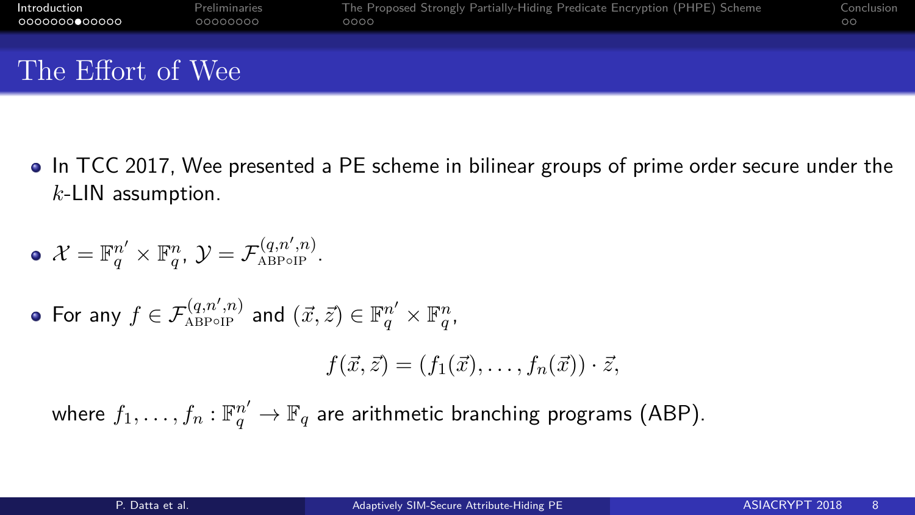# The Effort of Wee

- In TCC 2017, Wee presented a PE scheme in bilinear groups of prime order secure under the $k$-LIN assumption.

- $\mathcal{X} = \mathbb{F}_q^{n'} \times \mathbb{F}_q^{n}$, $\mathcal{Y} = \mathcal{F}_{\text{ABP}\circ\text{IP}}^{(q,n',n)}$.

- For any $f \in \mathcal{F}_{\text{ABP}\circ\text{IP}}^{(q,n',n)}$ and $(\vec{x}, \vec{z}) \in \mathbb{F}_q^{n'} \times \mathbb{F}_q^{n}$,

$$f(\vec{x}, \vec{z}) = (f_1(\vec{x}), \ldots, f_n(\vec{x})) \cdot \vec{z},$$

  where $f_1, \ldots, f_n : \mathbb{F}_q^{n'} \rightarrow \mathbb{F}_q$ are arithmetic branching programs (ABP).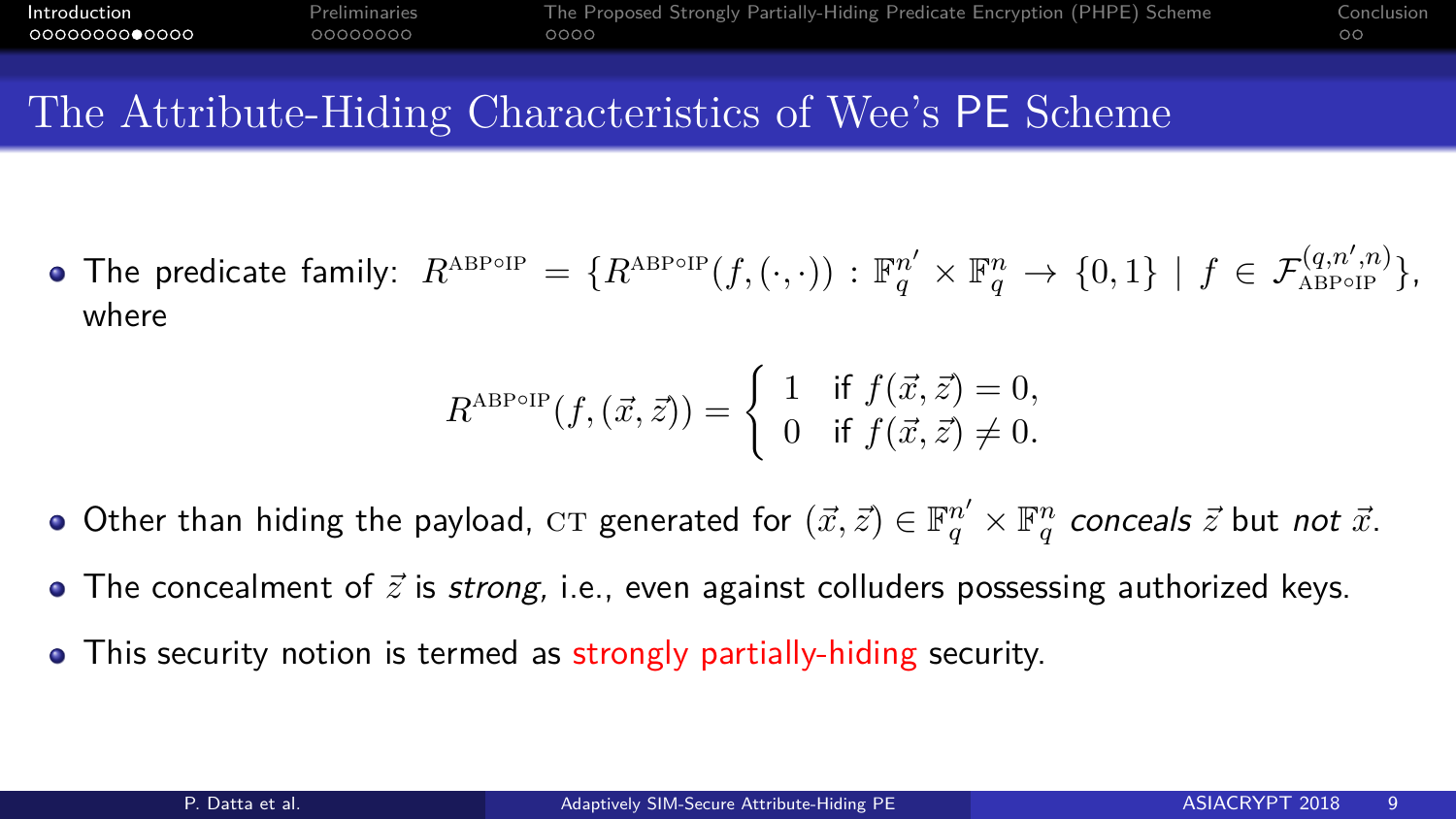# The Attribute-Hiding Characteristics of Wee's PE Scheme

- The predicate family: $R^{\mathrm{ABP} \circ \mathrm{IP}} = \{R^{\mathrm{ABP} \circ \mathrm{IP}}(f, (\cdot, \cdot)) : \mathbb{F}_q^{n'} \times \mathbb{F}_q^{n} \to \{0, 1\} \mid f \in \mathcal{F}_{\mathrm{ABP} \circ \mathrm{IP}}^{(q, n', n)}\}$, where

$$R^{\mathrm{ABP} \circ \mathrm{IP}}(f, (\vec{x}, \vec{z})) = \begin{cases} 1 & \text{if } f(\vec{x}, \vec{z}) = 0, \\ 0 & \text{if } f(\vec{x}, \vec{z}) \neq 0. \end{cases}$$

- Other than hiding the payload, $\mathrm{CT}$ generated for $(\vec{x}, \vec{z}) \in \mathbb{F}_q^{n'} \times \mathbb{F}_q^{n}$ *conceals* $\vec{z}$ but *not* $\vec{x}$.
- The concealment of $\vec{z}$ is *strong*, i.e., even against colluders possessing authorized keys.
- This security notion is termed as strongly partially-hiding security.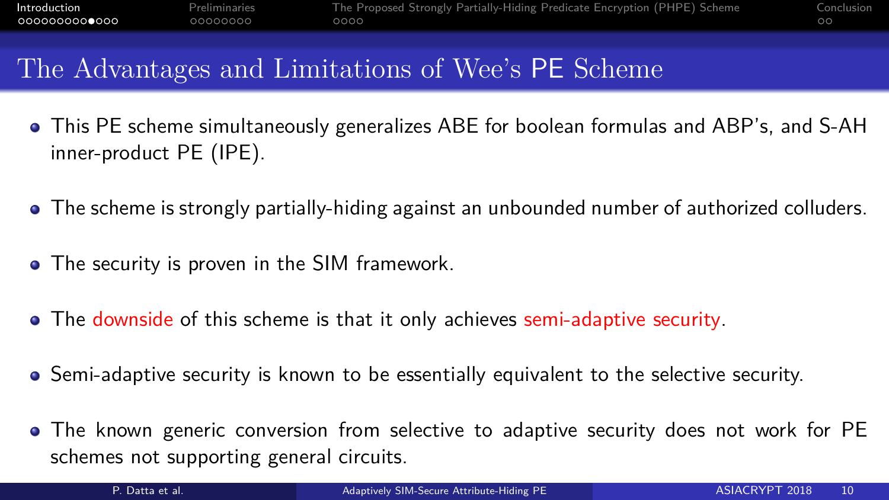# The Advantages and Limitations of Wee's PE Scheme

- This PE scheme simultaneously generalizes ABE for boolean formulas and ABP's, and S-AH inner-product PE (IPE).
- The scheme is strongly partially-hiding against an unbounded number of authorized colluders.
- The security is proven in the SIM framework.
- The downside of this scheme is that it only achieves semi-adaptive security.
- Semi-adaptive security is known to be essentially equivalent to the selective security.
- The known generic conversion from selective to adaptive security does not work for PE schemes not supporting general circuits.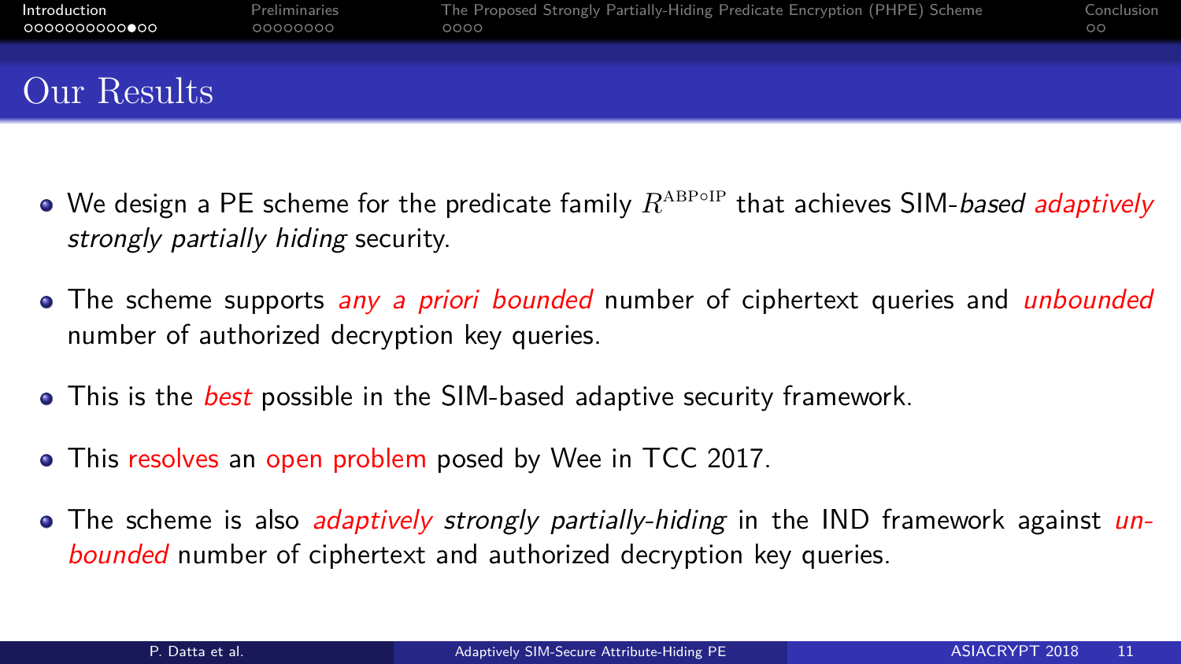# Our Results

- We design a PE scheme for the predicate family $R^{\mathrm{ABP}\circ\mathrm{IP}}$ that achieves SIM-*based adaptively strongly partially hiding* security.

- The scheme supports *any a priori bounded* number of ciphertext queries and *unbounded* number of authorized decryption key queries.

- This is the *best* possible in the SIM-based adaptive security framework.

- This resolves an open problem posed by Wee in TCC 2017.

- The scheme is also *adaptively strongly partially-hiding* in the IND framework against *unbounded* number of ciphertext and authorized decryption key queries.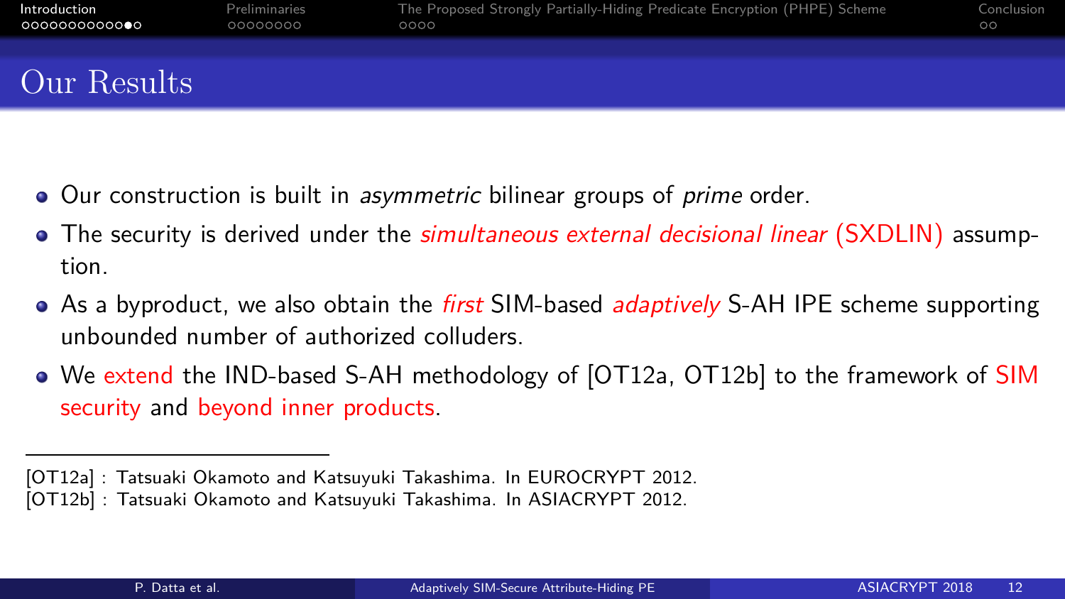# Our Results

- Our construction is built in *asymmetric* bilinear groups of *prime* order.
- The security is derived under the *simultaneous external decisional linear* (SXDLIN) assumption.
- As a byproduct, we also obtain the *first* SIM-based *adaptively* S-AH IPE scheme supporting unbounded number of authorized colluders.
- We extend the IND-based S-AH methodology of [OT12a, OT12b] to the framework of SIM security and beyond inner products.

---

[OT12a] : Tatsuaki Okamoto and Katsuyuki Takashima. In EUROCRYPT 2012.
[OT12b] : Tatsuaki Okamoto and Katsuyuki Takashima. In ASIACRYPT 2012.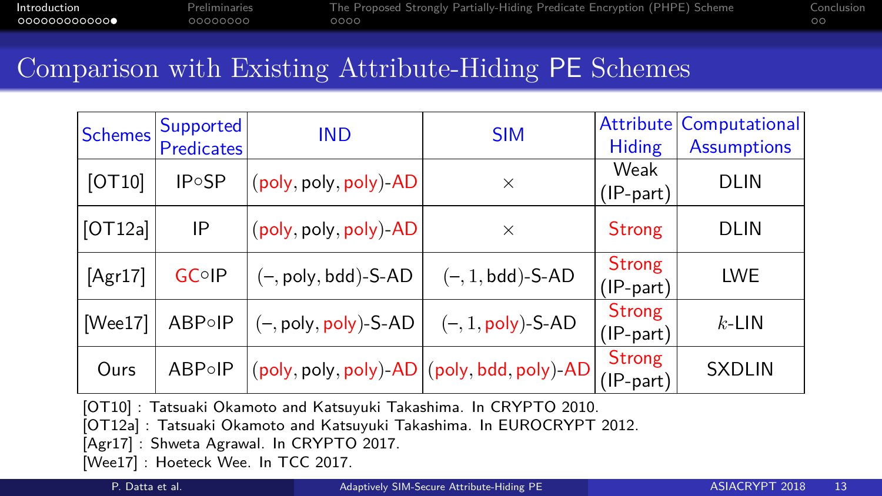# Comparison with Existing Attribute-Hiding PE Schemes

| Schemes | Supported Predicates | IND | SIM | Attribute Hiding | Computational Assumptions |
|---|---|---|---|---|---|
| [OT10] | IP$\circ$SP | (poly, poly, poly)-AD | $\times$ | Weak (IP-part) | DLIN |
| [OT12a] | IP | (poly, poly, poly)-AD | $\times$ | Strong | DLIN |
| [Agr17] | GC$\circ$IP | (–, poly, bdd)-S-AD | (–, 1, bdd)-S-AD | Strong (IP-part) | LWE |
| [Wee17] | ABP$\circ$IP | (–, poly, poly)-S-AD | (–, 1, poly)-S-AD | Strong (IP-part) | $k$-LIN |
| Ours | ABP$\circ$IP | (poly, poly, poly)-AD | (poly, bdd, poly)-AD | Strong (IP-part) | SXDLIN |

[OT10] : Tatsuaki Okamoto and Katsuyuki Takashima. In CRYPTO 2010.
[OT12a] : Tatsuaki Okamoto and Katsuyuki Takashima. In EUROCRYPT 2012.
[Agr17] : Shweta Agrawal. In CRYPTO 2017.
[Wee17] : Hoeteck Wee. In TCC 2017.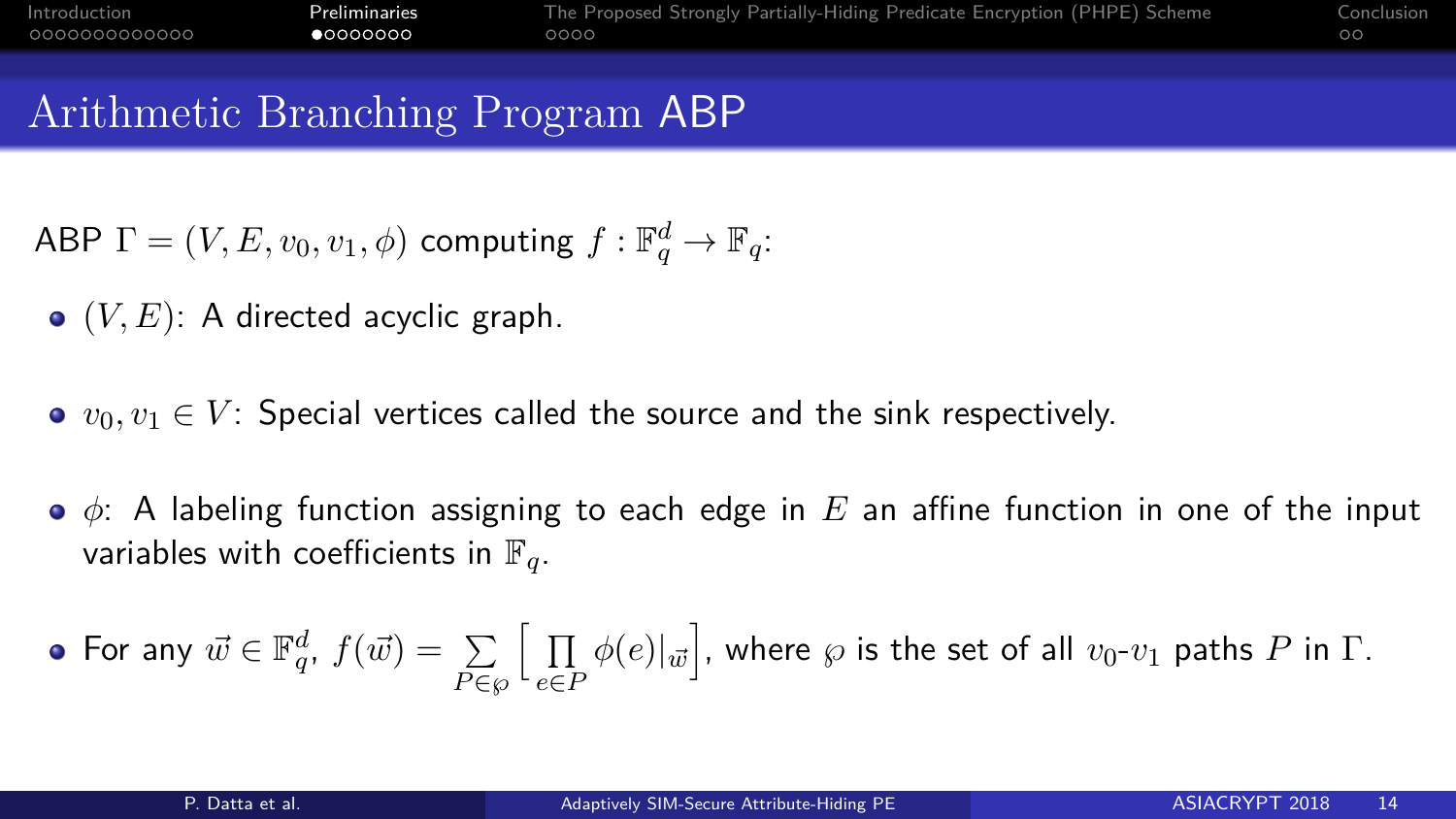# Arithmetic Branching Program ABP

ABP $\Gamma = (V, E, v_0, v_1, \phi)$ computing $f : \mathbb{F}_q^d \to \mathbb{F}_q$:

- $(V, E)$: A directed acyclic graph.
- $v_0, v_1 \in V$: Special vertices called the source and the sink respectively.
- $\phi$: A labeling function assigning to each edge in $E$ an affine function in one of the input variables with coefficients in $\mathbb{F}_q$.
- For any $\vec{w} \in \mathbb{F}_q^d$, $f(\vec{w}) = \sum\limits_{P \in \wp} \Big[ \prod\limits_{e \in P} \phi(e)|_{\vec{w}} \Big]$, where $\wp$ is the set of all $v_0$-$v_1$ paths $P$ in $\Gamma$.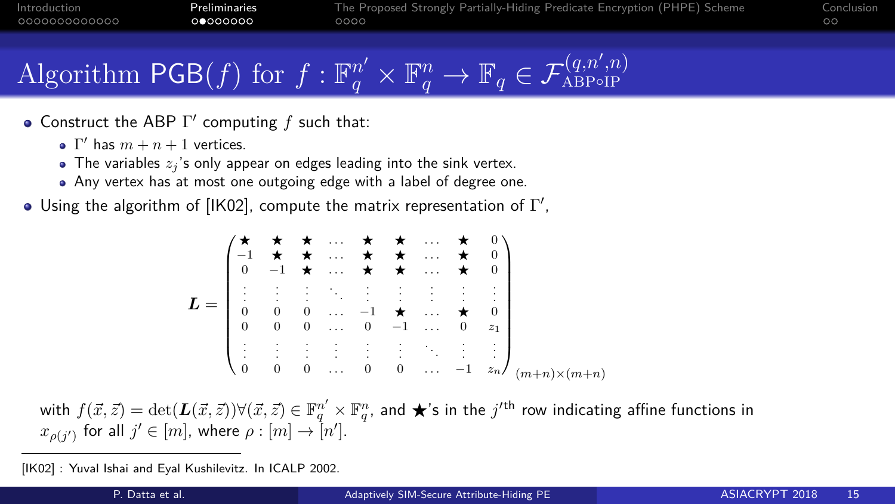# Algorithm $\mathsf{PGB}(f)$ for $f : \mathbb{F}_q^{n'} \times \mathbb{F}_q^{n} \rightarrow \mathbb{F}_q \in \mathcal{F}_{\text{ABP}\circ\text{IP}}^{(q,n',n)}$

- Construct the ABP $\Gamma'$ computing $f$ such that:
  - $\Gamma'$ has $m + n + 1$ vertices.
  - The variables $z_j$'s only appear on edges leading into the sink vertex.
  - Any vertex has at most one outgoing edge with a label of degree one.
- Using the algorithm of [IK02], compute the matrix representation of $\Gamma'$,

$$
\boldsymbol{L} = \begin{pmatrix}
\bigstar & \bigstar & \bigstar & \dots & \bigstar & \bigstar & \dots & \bigstar & 0 \\
-1 & \bigstar & \bigstar & \dots & \bigstar & \bigstar & \dots & \bigstar & 0 \\
0 & -1 & \bigstar & \dots & \bigstar & \bigstar & \dots & \bigstar & 0 \\
\vdots & \vdots & \vdots & \ddots & \vdots & \vdots & \vdots & \vdots & \vdots \\
0 & 0 & 0 & \dots & -1 & \bigstar & \dots & \bigstar & 0 \\
0 & 0 & 0 & \dots & 0 & -1 & \dots & 0 & z_1 \\
\vdots & \vdots & \vdots & \vdots & \vdots & \vdots & \ddots & \vdots & \vdots \\
0 & 0 & 0 & \dots & 0 & 0 & \dots & -1 & z_n
\end{pmatrix}_{(m+n)\times(m+n)}
$$

with $f(\vec{x}, \vec{z}) = \det(\boldsymbol{L}(\vec{x}, \vec{z})) \forall (\vec{x}, \vec{z}) \in \mathbb{F}_q^{n'} \times \mathbb{F}_q^{n}$, and $\bigstar$'s in the $j'^{\text{th}}$ row indicating affine functions in $x_{\rho(j')}$ for all $j' \in [m]$, where $\rho : [m] \rightarrow [n']$.

[IK02] : Yuval Ishai and Eyal Kushilevitz. In ICALP 2002.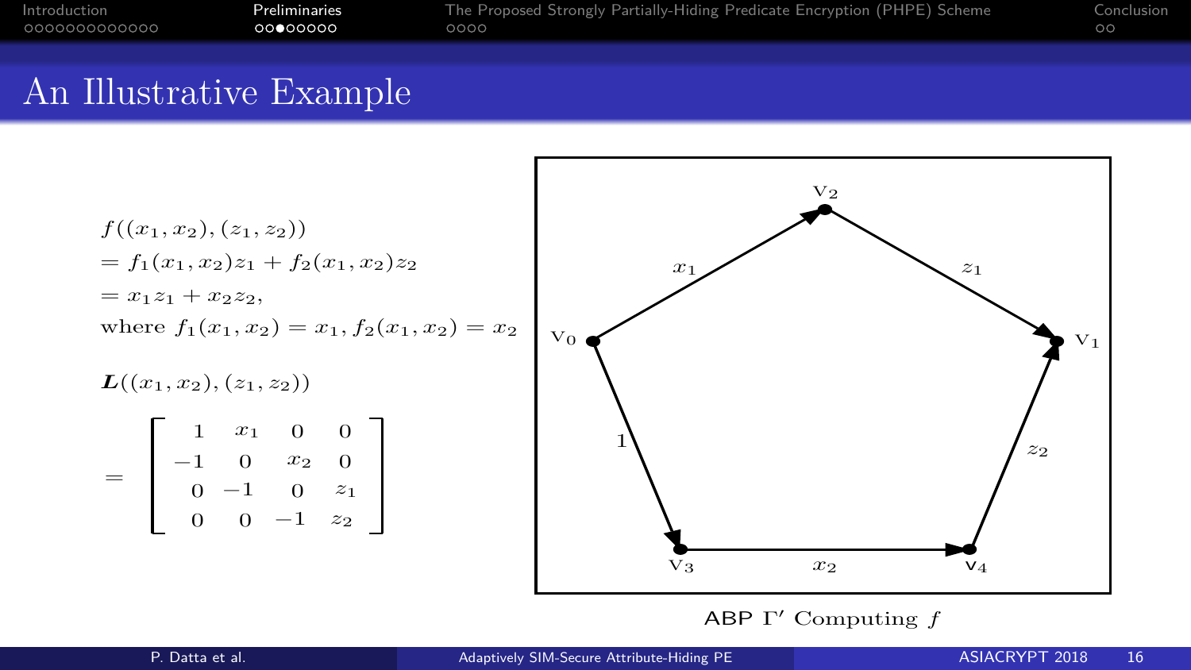# An Illustrative Example

$$f((x_1, x_2), (z_1, z_2))$$
$$= f_1(x_1, x_2)z_1 + f_2(x_1, x_2)z_2$$
$$= x_1 z_1 + x_2 z_2,$$

where $f_1(x_1, x_2) = x_1, f_2(x_1, x_2) = x_2$

$\boldsymbol{L}((x_1, x_2), (z_1, z_2))$

$$= \begin{bmatrix} 1 & x_1 & 0 & 0 \\ -1 & 0 & x_2 & 0 \\ 0 & -1 & 0 & z_1 \\ 0 & 0 & -1 & z_2 \end{bmatrix}$$

ABP $\Gamma'$ Computing $f$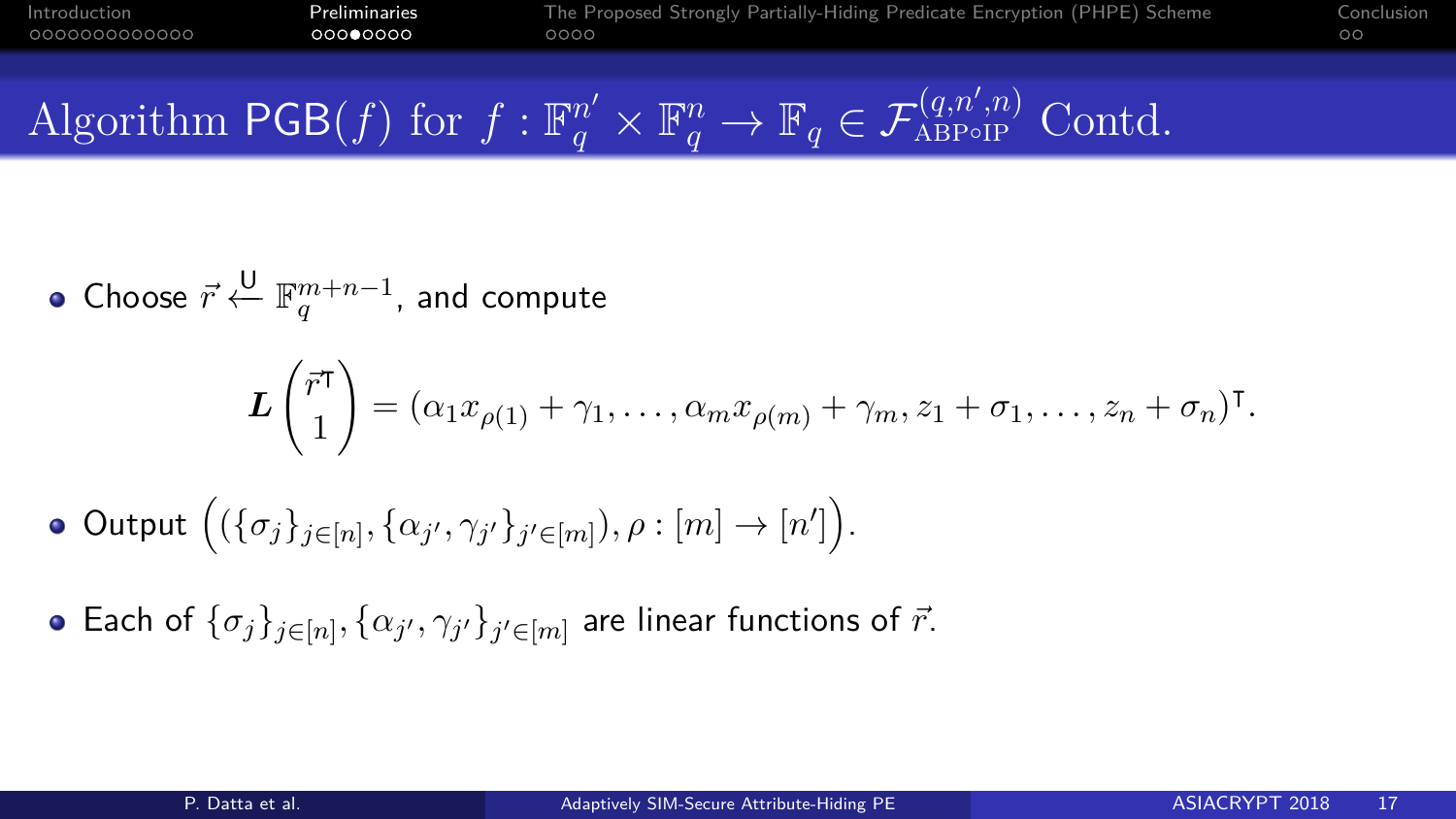# Algorithm $\mathsf{PGB}(f)$ for $f : \mathbb{F}_q^{n'} \times \mathbb{F}_q^{n} \to \mathbb{F}_q \in \mathcal{F}_{\text{ABP}\circ\text{IP}}^{(q,n',n)}$ Contd.

- Choose $\vec{r} \xleftarrow{\mathsf{U}} \mathbb{F}_q^{m+n-1}$, and compute

$$\boldsymbol{L}\begin{pmatrix}\vec{r}^{\mathsf{T}} \\ 1\end{pmatrix} = (\alpha_1 x_{\rho(1)} + \gamma_1, \ldots, \alpha_m x_{\rho(m)} + \gamma_m, z_1 + \sigma_1, \ldots, z_n + \sigma_n)^{\mathsf{T}}.$$

- Output $\Big((\{\sigma_j\}_{j\in[n]}, \{\alpha_{j'}, \gamma_{j'}\}_{j'\in[m]}), \rho : [m] \to [n']\Big)$.

- Each of $\{\sigma_j\}_{j\in[n]}, \{\alpha_{j'}, \gamma_{j'}\}_{j'\in[m]}$ are linear functions of $\vec{r}$.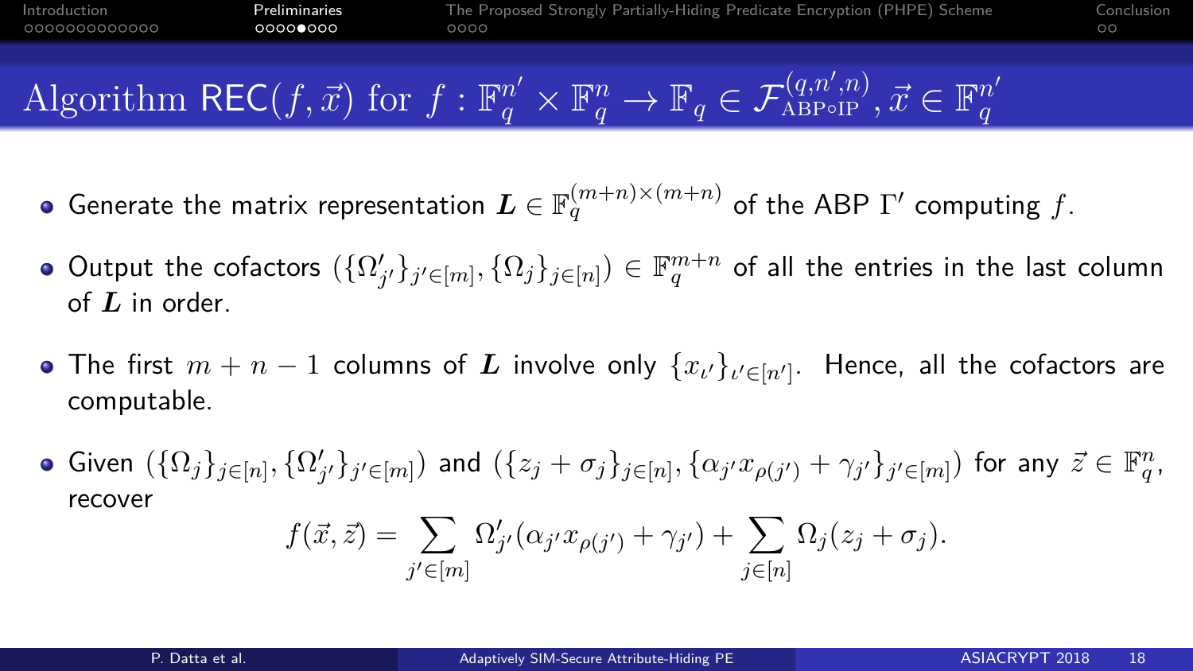# Algorithm $\mathsf{REC}(f, \vec{x})$ for $f : \mathbb{F}_q^{n'} \times \mathbb{F}_q^n \to \mathbb{F}_q \in \mathcal{F}_{\text{ABP}\circ\text{IP}}^{(q,n',n)}, \vec{x} \in \mathbb{F}_q^{n'}$

- Generate the matrix representation $\boldsymbol{L} \in \mathbb{F}_q^{(m+n)\times(m+n)}$ of the ABP $\Gamma'$ computing $f$.

- Output the cofactors $(\{\Omega'_{j'}\}_{j'\in[m]}, \{\Omega_j\}_{j\in[n]}) \in \mathbb{F}_q^{m+n}$ of all the entries in the last column of $\boldsymbol{L}$ in order.

- The first $m+n-1$ columns of $\boldsymbol{L}$ involve only $\{x_{\iota'}\}_{\iota'\in[n']}$. Hence, all the cofactors are computable.

- Given $(\{\Omega_j\}_{j\in[n]}, \{\Omega'_{j'}\}_{j'\in[m]})$ and $(\{z_j + \sigma_j\}_{j\in[n]}, \{\alpha_{j'} x_{\rho(j')} + \gamma_{j'}\}_{j'\in[m]})$ for any $\vec{z} \in \mathbb{F}_q^n$, recover

$$f(\vec{x}, \vec{z}) = \sum_{j'\in[m]} \Omega'_{j'}(\alpha_{j'} x_{\rho(j')} + \gamma_{j'}) + \sum_{j\in[n]} \Omega_j(z_j + \sigma_j).$$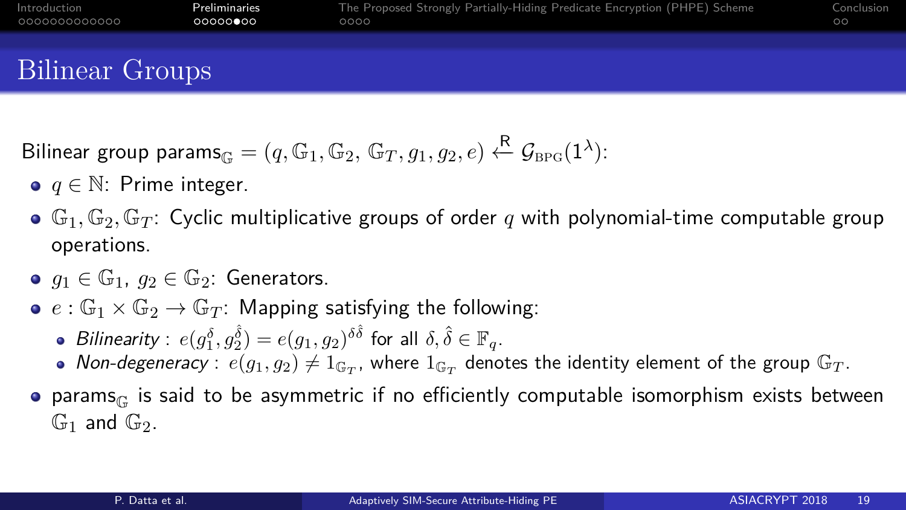# Bilinear Groups

Bilinear group $\text{params}_{\mathbb{G}} = (q, \mathbb{G}_1, \mathbb{G}_2, \mathbb{G}_T, g_1, g_2, e) \xleftarrow{\mathsf{R}} \mathcal{G}_{\text{BPG}}(1^\lambda)$:

- $q \in \mathbb{N}$: Prime integer.
- $\mathbb{G}_1, \mathbb{G}_2, \mathbb{G}_T$: Cyclic multiplicative groups of order $q$ with polynomial-time computable group operations.
- $g_1 \in \mathbb{G}_1$, $g_2 \in \mathbb{G}_2$: Generators.
- $e : \mathbb{G}_1 \times \mathbb{G}_2 \to \mathbb{G}_T$: Mapping satisfying the following:
  - *Bilinearity* : $e(g_1^{\delta}, g_2^{\hat{\delta}}) = e(g_1, g_2)^{\delta\hat{\delta}}$ for all $\delta, \hat{\delta} \in \mathbb{F}_q$.
  - *Non-degeneracy* : $e(g_1, g_2) \neq 1_{\mathbb{G}_T}$, where $1_{\mathbb{G}_T}$ denotes the identity element of the group $\mathbb{G}_T$.
- $\text{params}_{\mathbb{G}}$ is said to be asymmetric if no efficiently computable isomorphism exists between $\mathbb{G}_1$ and $\mathbb{G}_2$.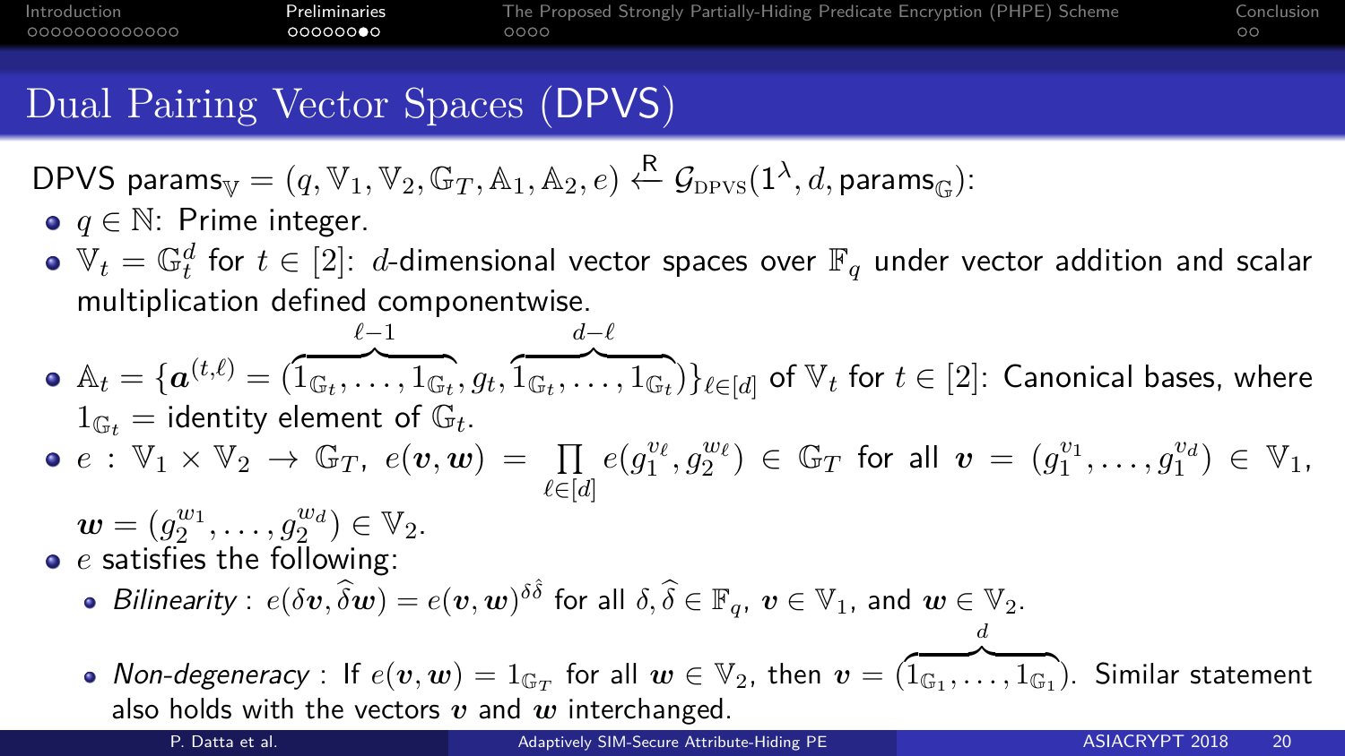# Dual Pairing Vector Spaces (DPVS)

DPVS $\mathsf{params}_{\mathbb{V}} = (q, \mathbb{V}_1, \mathbb{V}_2, \mathbb{G}_T, \mathbb{A}_1, \mathbb{A}_2, e) \xleftarrow{\mathsf{R}} \mathcal{G}_{\mathrm{DPVS}}(1^\lambda, d, \mathsf{params}_{\mathbb{G}})$:

- $q \in \mathbb{N}$: Prime integer.
- $\mathbb{V}_t = \mathbb{G}_t^d$ for $t \in [2]$: $d$-dimensional vector spaces over $\mathbb{F}_q$ under vector addition and scalar multiplication defined componentwise.
- $\mathbb{A}_t = \{\boldsymbol{a}^{(t,\ell)} = (\overbrace{1_{\mathbb{G}_t}, \ldots, 1_{\mathbb{G}_t}}^{\ell-1}, g_t, \overbrace{1_{\mathbb{G}_t}, \ldots, 1_{\mathbb{G}_t}}^{d-\ell})\}_{\ell \in [d]}$ of $\mathbb{V}_t$ for $t \in [2]$: Canonical bases, where $1_{\mathbb{G}_t}$ = identity element of $\mathbb{G}_t$.
- $e : \mathbb{V}_1 \times \mathbb{V}_2 \to \mathbb{G}_T$, $e(\boldsymbol{v}, \boldsymbol{w}) = \prod\limits_{\ell \in [d]} e(g_1^{v_\ell}, g_2^{w_\ell}) \in \mathbb{G}_T$ for all $\boldsymbol{v} = (g_1^{v_1}, \ldots, g_1^{v_d}) \in \mathbb{V}_1$, $\boldsymbol{w} = (g_2^{w_1}, \ldots, g_2^{w_d}) \in \mathbb{V}_2$.
- $e$ satisfies the following:
  - *Bilinearity* : $e(\delta \boldsymbol{v}, \widehat{\delta} \boldsymbol{w}) = e(\boldsymbol{v}, \boldsymbol{w})^{\delta\hat{\delta}}$ for all $\delta, \widehat{\delta} \in \mathbb{F}_q$, $\boldsymbol{v} \in \mathbb{V}_1$, and $\boldsymbol{w} \in \mathbb{V}_2$.
  - *Non-degeneracy* : If $e(\boldsymbol{v}, \boldsymbol{w}) = 1_{\mathbb{G}_T}$ for all $\boldsymbol{w} \in \mathbb{V}_2$, then $\boldsymbol{v} = (\overbrace{1_{\mathbb{G}_1}, \ldots, 1_{\mathbb{G}_1}}^{d})$. Similar statement also holds with the vectors $\boldsymbol{v}$ and $\boldsymbol{w}$ interchanged.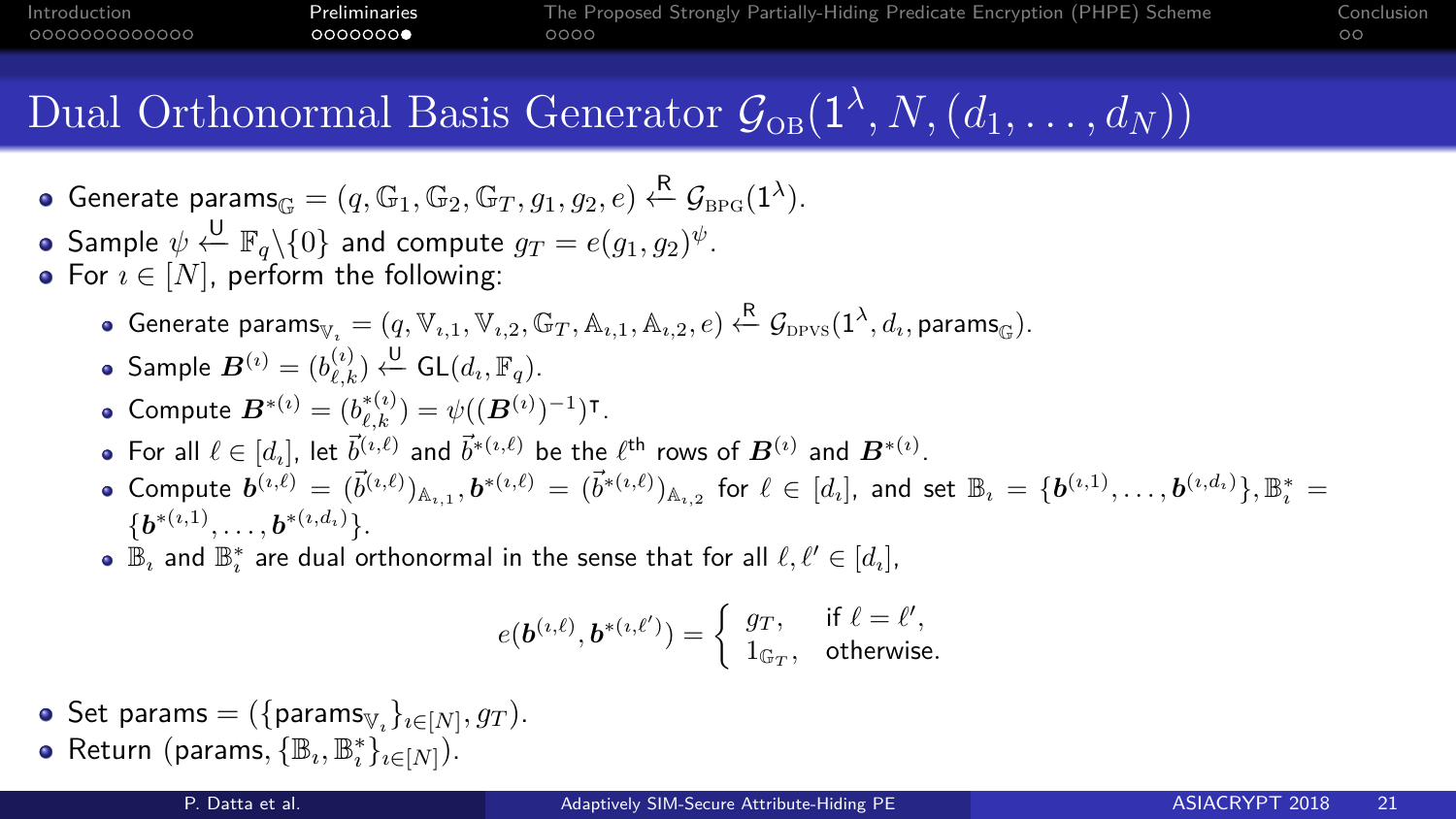# Dual Orthonormal Basis Generator $\mathcal{G}_{\text{OB}}(1^\lambda, N, (d_1, \ldots, d_N))$

- Generate $\text{params}_{\mathbb{G}} = (q, \mathbb{G}_1, \mathbb{G}_2, \mathbb{G}_T, g_1, g_2, e) \xleftarrow{\mathsf{R}} \mathcal{G}_{\text{BPG}}(1^\lambda)$.
- Sample $\psi \xleftarrow{\mathsf{U}} \mathbb{F}_q \backslash \{0\}$ and compute $g_T = e(g_1, g_2)^\psi$.
- For $\imath \in [N]$, perform the following:
  - Generate $\text{params}_{\mathbb{V}_\imath} = (q, \mathbb{V}_{\imath,1}, \mathbb{V}_{\imath,2}, \mathbb{G}_T, \mathbb{A}_{\imath,1}, \mathbb{A}_{\imath,2}, e) \xleftarrow{\mathsf{R}} \mathcal{G}_{\text{DPVS}}(1^\lambda, d_\imath, \text{params}_{\mathbb{G}})$.
  - Sample $\boldsymbol{B}^{(\imath)} = (b^{(\imath)}_{\ell,k}) \xleftarrow{\mathsf{U}} \mathsf{GL}(d_\imath, \mathbb{F}_q)$.
  - Compute $\boldsymbol{B}^{*(\imath)} = (b^{*(\imath)}_{\ell,k}) = \psi((\boldsymbol{B}^{(\imath)})^{-1})^{\intercal}$.
  - For all $\ell \in [d_\imath]$, let $\vec{b}^{(\imath,\ell)}$ and $\vec{b}^{*(\imath,\ell)}$ be the $\ell^{\text{th}}$ rows of $\boldsymbol{B}^{(\imath)}$ and $\boldsymbol{B}^{*(\imath)}$.
  - Compute $\boldsymbol{b}^{(\imath,\ell)} = (\vec{b}^{(\imath,\ell)})_{\mathbb{A}_{\imath,1}}, \boldsymbol{b}^{*(\imath,\ell)} = (\vec{b}^{*(\imath,\ell)})_{\mathbb{A}_{\imath,2}}$ for $\ell \in [d_\imath]$, and set $\mathbb{B}_\imath = \{\boldsymbol{b}^{(\imath,1)}, \ldots, \boldsymbol{b}^{(\imath,d_\imath)}\}, \mathbb{B}^*_\imath = \{\boldsymbol{b}^{*(\imath,1)}, \ldots, \boldsymbol{b}^{*(\imath,d_\imath)}\}$.
  - $\mathbb{B}_\imath$ and $\mathbb{B}^*_\imath$ are dual orthonormal in the sense that for all $\ell, \ell' \in [d_\imath]$,

$$e(\boldsymbol{b}^{(\imath,\ell)}, \boldsymbol{b}^{*(\imath,\ell')}) = \begin{cases} g_T, & \text{if } \ell = \ell', \\ 1_{\mathbb{G}_T}, & \text{otherwise.} \end{cases}$$

- Set $\text{params} = (\{\text{params}_{\mathbb{V}_\imath}\}_{\imath \in [N]}, g_T)$.
- Return $(\text{params}, \{\mathbb{B}_\imath, \mathbb{B}^*_\imath\}_{\imath \in [N]})$.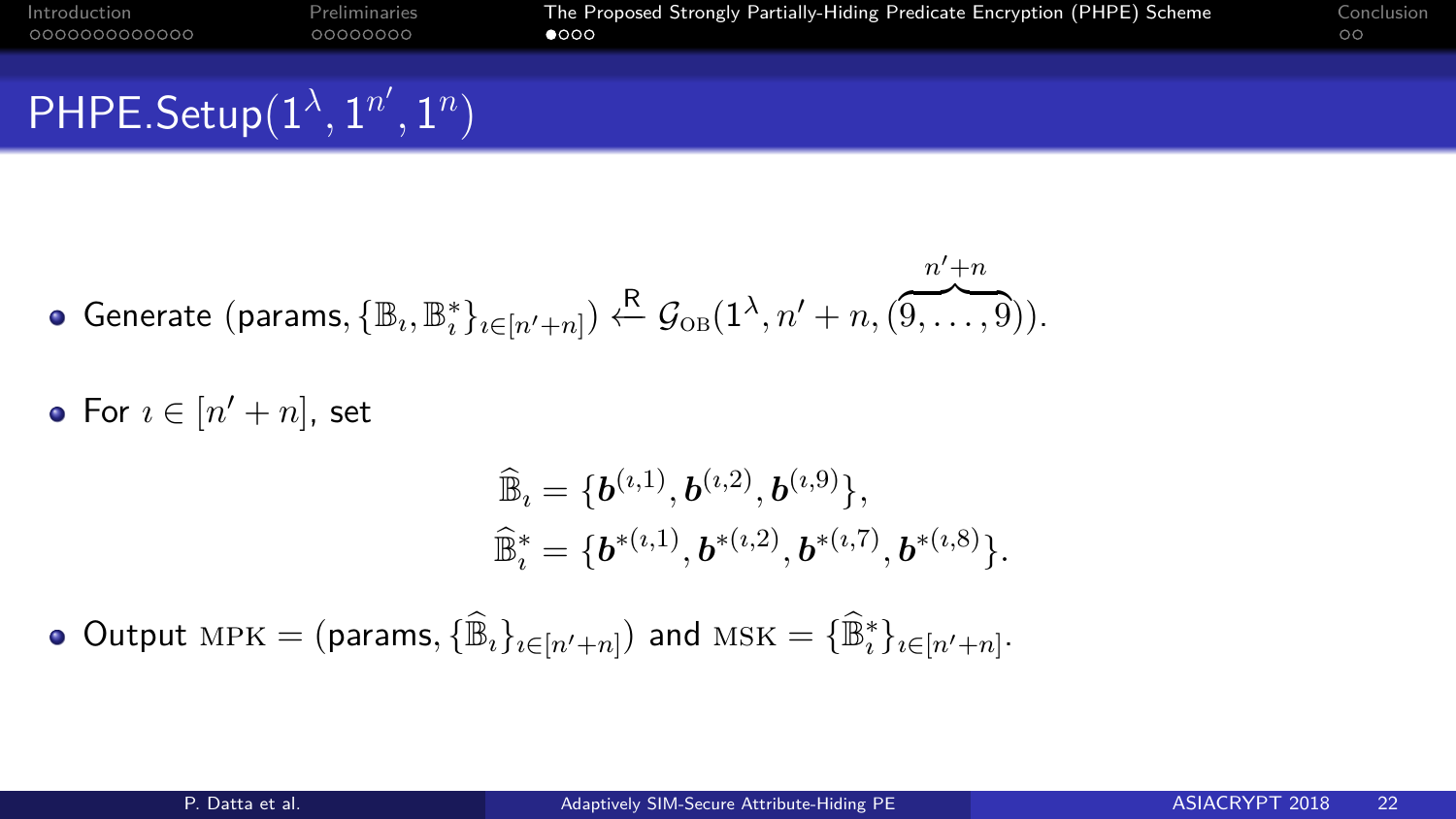# PHPE.Setup$(1^\lambda, 1^{n'}, 1^n)$

- Generate $(\text{params}, \{\mathbb{B}_\imath, \mathbb{B}^*_\imath\}_{\imath \in [n'+n]}) \xleftarrow{\mathsf{R}} \mathcal{G}_{\text{OB}}(1^\lambda, n'+n, (\overbrace{9, \ldots, 9}^{n'+n}))$.

- For $\imath \in [n'+n]$, set

$$\widehat{\mathbb{B}}_\imath = \{\boldsymbol{b}^{(\imath,1)}, \boldsymbol{b}^{(\imath,2)}, \boldsymbol{b}^{(\imath,9)}\},$$
$$\widehat{\mathbb{B}}^*_\imath = \{\boldsymbol{b}^{*(\imath,1)}, \boldsymbol{b}^{*(\imath,2)}, \boldsymbol{b}^{*(\imath,7)}, \boldsymbol{b}^{*(\imath,8)}\}.$$

- Output $\text{MPK} = (\text{params}, \{\widehat{\mathbb{B}}_\imath\}_{\imath \in [n'+n]})$ and $\text{MSK} = \{\widehat{\mathbb{B}}^*_\imath\}_{\imath \in [n'+n]}$.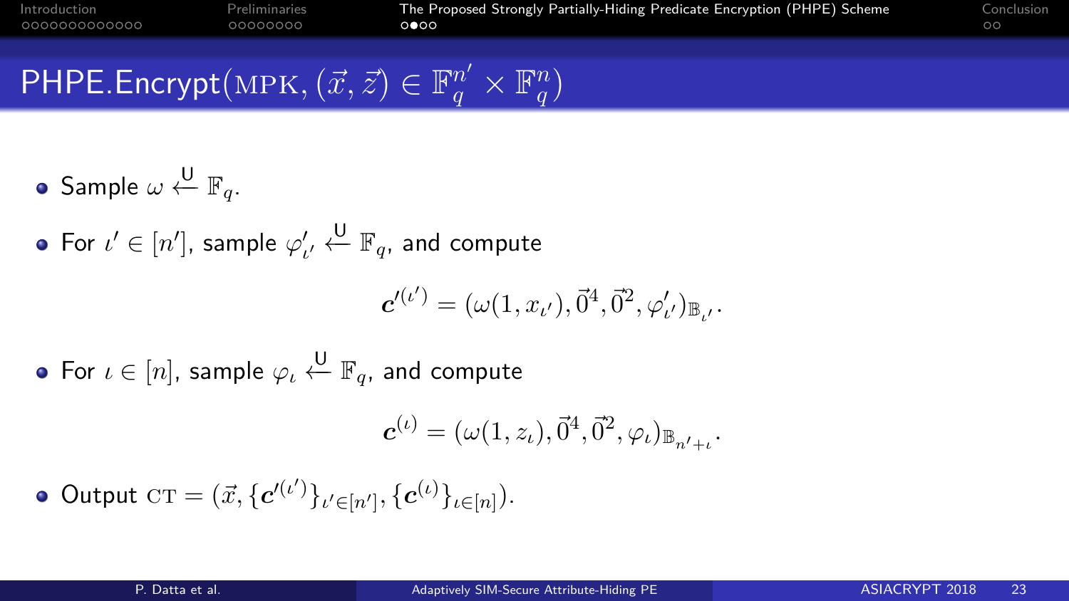# PHPE.Encrypt$(\text{MPK}, (\vec{x}, \vec{z}) \in \mathbb{F}_q^{n'} \times \mathbb{F}_q^{n})$

- Sample $\omega \xleftarrow{\mathsf{U}} \mathbb{F}_q$.
- For $\iota' \in [n']$, sample $\varphi'_{\iota'} \xleftarrow{\mathsf{U}} \mathbb{F}_q$, and compute

$$\boldsymbol{c}'^{(\iota')} = (\omega(1, x_{\iota'}), \vec{0}^4, \vec{0}^2, \varphi'_{\iota'})_{\mathbb{B}_{\iota'}}.$$

- For $\iota \in [n]$, sample $\varphi_\iota \xleftarrow{\mathsf{U}} \mathbb{F}_q$, and compute

$$\boldsymbol{c}^{(\iota)} = (\omega(1, z_\iota), \vec{0}^4, \vec{0}^2, \varphi_\iota)_{\mathbb{B}_{n'+\iota}}.$$

- Output $\text{CT} = (\vec{x}, \{\boldsymbol{c}'^{(\iota')}\}_{\iota' \in [n']}, \{\boldsymbol{c}^{(\iota)}\}_{\iota \in [n]})$.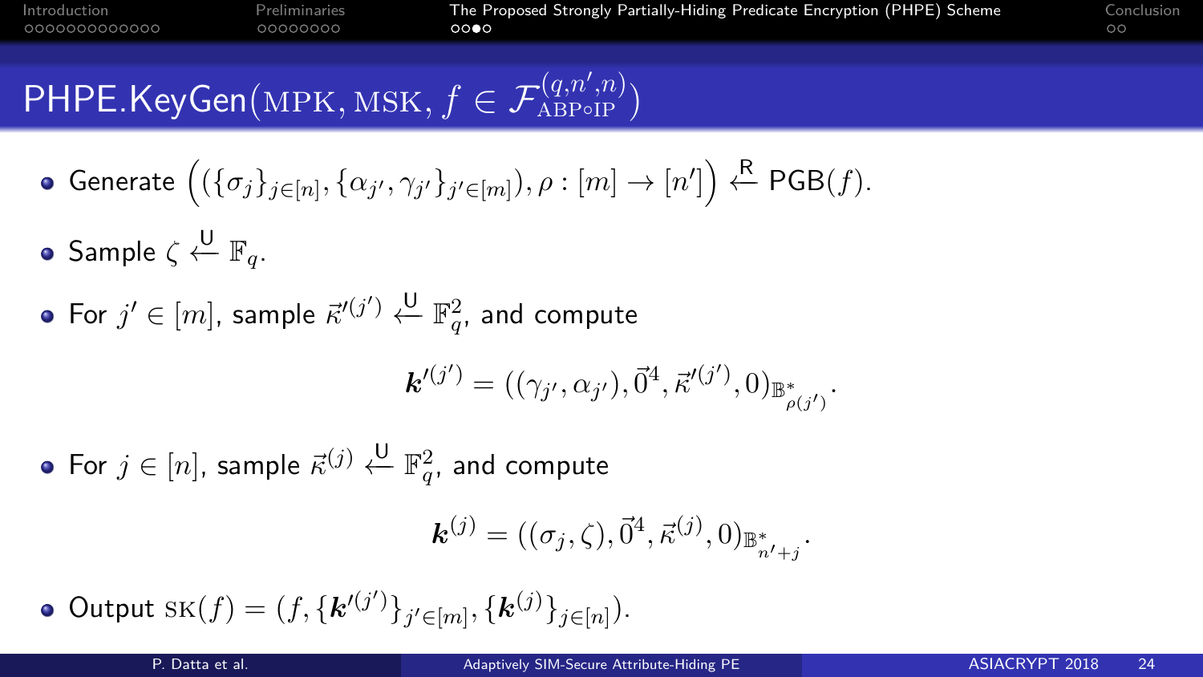## PHPE.KeyGen(MPK, MSK, $f \in \mathcal{F}_{\mathrm{ABP}\circ\mathrm{IP}}^{(q,n',n)}$)

- Generate $\Big((\{\sigma_j\}_{j\in[n]}, \{\alpha_{j'}, \gamma_{j'}\}_{j'\in[m]}), \rho : [m] \to [n']\Big) \xleftarrow{\mathsf{R}} \mathsf{PGB}(f)$.
- Sample $\zeta \xleftarrow{\mathsf{U}} \mathbb{F}_q$.
- For $j' \in [m]$, sample $\vec{\kappa}'^{(j')} \xleftarrow{\mathsf{U}} \mathbb{F}_q^2$, and compute

$$\boldsymbol{k}'^{(j')} = ((\gamma_{j'}, \alpha_{j'}), \vec{0}^4, \vec{\kappa}'^{(j')}, 0)_{\mathbb{B}^*_{\rho(j')}}.$$

- For $j \in [n]$, sample $\vec{\kappa}^{(j)} \xleftarrow{\mathsf{U}} \mathbb{F}_q^2$, and compute

$$\boldsymbol{k}^{(j)} = ((\sigma_j, \zeta), \vec{0}^4, \vec{\kappa}^{(j)}, 0)_{\mathbb{B}^*_{n'+j}}.$$

- Output $\mathrm{SK}(f) = (f, \{\boldsymbol{k}'^{(j')}\}_{j'\in[m]}, \{\boldsymbol{k}^{(j)}\}_{j\in[n]})$.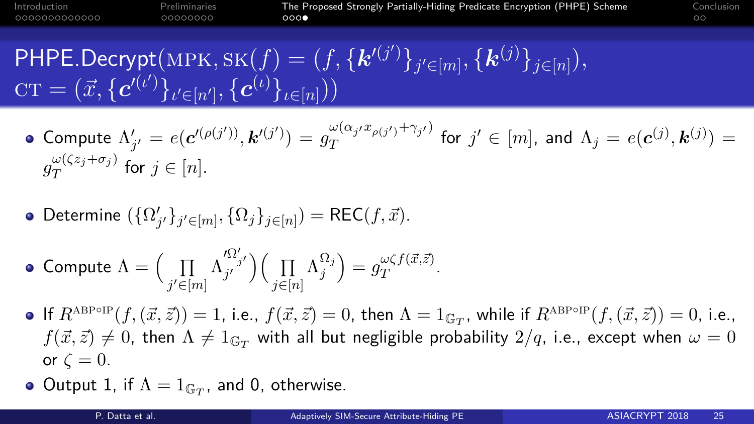## PHPE.Decrypt$(\text{MPK}, \text{SK}(f) = (f, \{\boldsymbol{k}'^{(j')}\}_{j' \in [m]}, \{\boldsymbol{k}^{(j)}\}_{j \in [n]}), \text{CT} = (\vec{x}, \{\boldsymbol{c}'^{(\iota')}\}_{\iota' \in [n']}, \{\boldsymbol{c}^{(\iota)}\}_{\iota \in [n]}))$

- Compute $\Lambda'_{j'} = e(\boldsymbol{c}'^{(\rho(j'))}, \boldsymbol{k}'^{(j')}) = g_T^{\omega(\alpha_{j'} x_{\rho(j')} + \gamma_{j'})}$ for $j' \in [m]$, and $\Lambda_j = e(\boldsymbol{c}^{(j)}, \boldsymbol{k}^{(j)}) = g_T^{\omega(\zeta z_j + \sigma_j)}$ for $j \in [n]$.

- Determine $(\{\Omega'_{j'}\}_{j' \in [m]}, \{\Omega_j\}_{j \in [n]}) = \mathsf{REC}(f, \vec{x})$.

- Compute $\Lambda = \Big(\prod_{j' \in [m]} \Lambda'^{\Omega'_{j'}}_{j'}\Big)\Big(\prod_{j \in [n]} \Lambda_j^{\Omega_j}\Big) = g_T^{\omega\zeta f(\vec{x}, \vec{z})}$.

- If $R^{\text{ABP}\circ\text{IP}}(f, (\vec{x}, \vec{z})) = 1$, i.e., $f(\vec{x}, \vec{z}) = 0$, then $\Lambda = 1_{\mathbb{G}_T}$, while if $R^{\text{ABP}\circ\text{IP}}(f, (\vec{x}, \vec{z})) = 0$, i.e., $f(\vec{x}, \vec{z}) \neq 0$, then $\Lambda \neq 1_{\mathbb{G}_T}$ with all but negligible probability $2/q$, i.e., except when $\omega = 0$ or $\zeta = 0$.

- Output 1, if $\Lambda = 1_{\mathbb{G}_T}$, and 0, otherwise.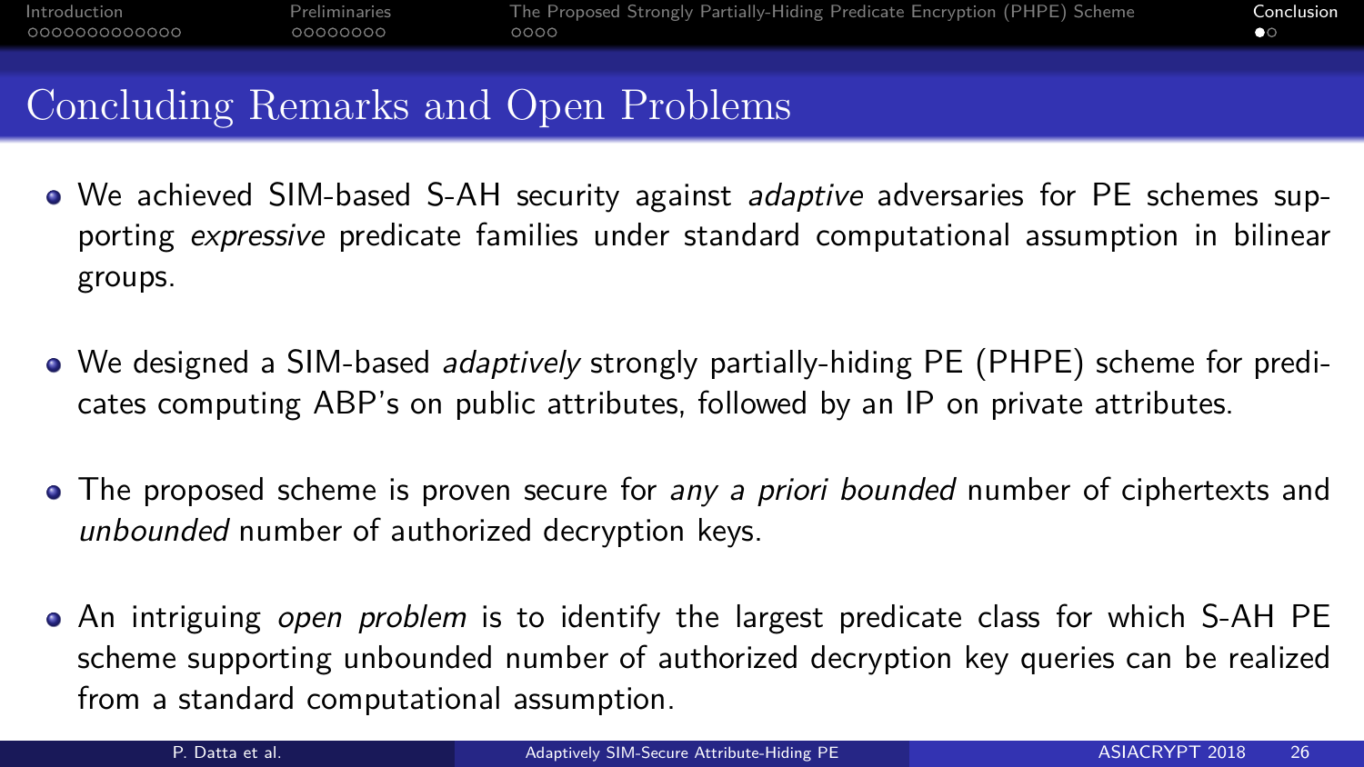# Concluding Remarks and Open Problems

- We achieved SIM-based S-AH security against *adaptive* adversaries for PE schemes supporting *expressive* predicate families under standard computational assumption in bilinear groups.

- We designed a SIM-based *adaptively* strongly partially-hiding PE (PHPE) scheme for predicates computing ABP's on public attributes, followed by an IP on private attributes.

- The proposed scheme is proven secure for *any a priori bounded* number of ciphertexts and *unbounded* number of authorized decryption keys.

- An intriguing *open problem* is to identify the largest predicate class for which S-AH PE scheme supporting unbounded number of authorized decryption key queries can be realized from a standard computational assumption.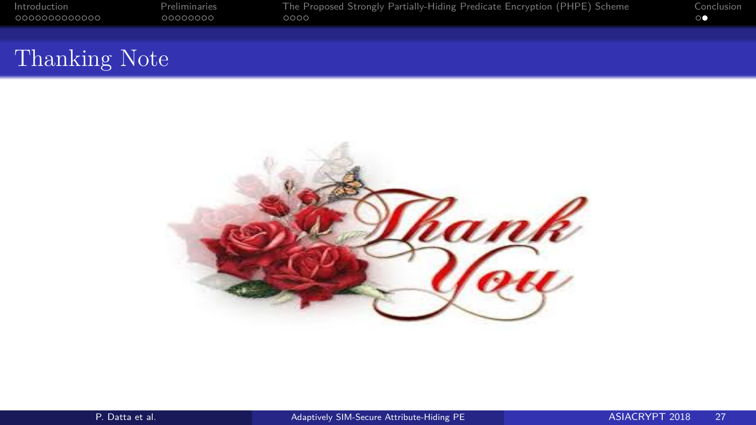# Thanking Note